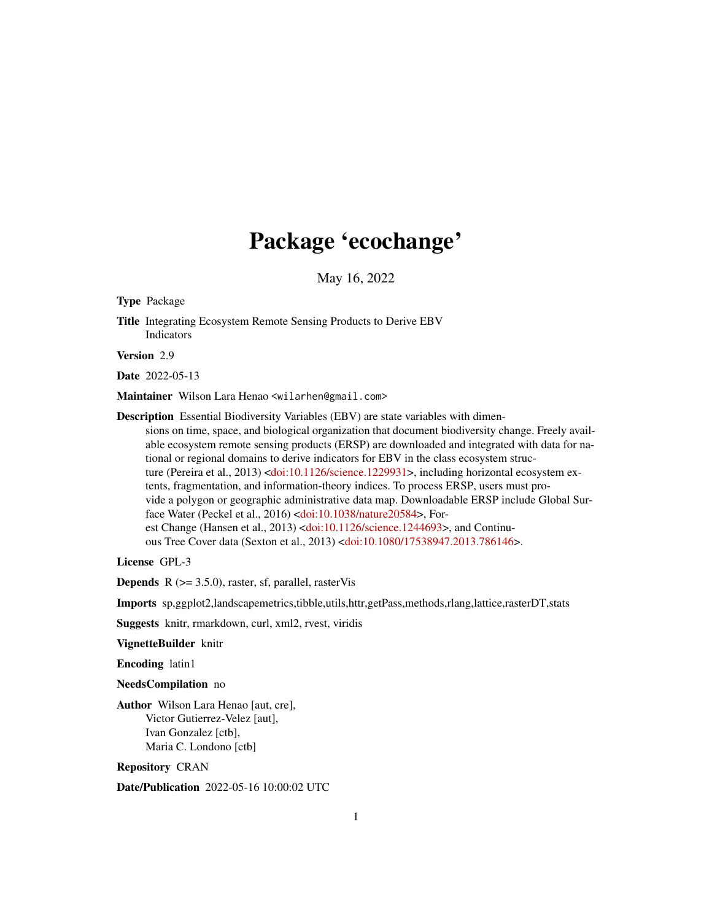# Package 'ecochange'

May 16, 2022

**Type** Package

**Title** Integrating Ecosystem Remote Sensing Products to Derive EBV Indicators

**Version** 2.9

**Date** 2022-05-13

**Maintainer** Wilson Lara Henao <wilarhen@gmail.com>

**Description** Essential Biodiversity Variables (EBV) are state variables with dimensions on time, space, and biological organization that document biodiversity change. Freely available ecosystem remote sensing products (ERSP) are downloaded and integrated with data for national or regional domains to derive indicators for EBV in the class ecosystem structure (Pereira et al., 2013) <doi:10.1126/science.1229931>, including horizontal ecosystem extents, fragmentation, and information-theory indices. To process ERSP, users must provide a polygon or geographic administrative data map. Downloadable ERSP include Global Surface Water (Peckel et al., 2016) <doi:10.1038/nature20584>, Forest Change (Hansen et al., 2013) <doi:10.1126/science.1244693>, and Continuous Tree Cover data (Sexton et al., 2013) <doi:10.1080/17538947.2013.786146>.

**License** GPL-3

**Depends** R (>= 3.5.0), raster, sf, parallel, rasterVis

**Imports** sp,ggplot2,landscapemetrics,tibble,utils,httr,getPass,methods,rlang,lattice,rasterDT,stats

**Suggests** knitr, rmarkdown, curl, xml2, rvest, viridis

**VignetteBuilder** knitr

**Encoding** latin1

**NeedsCompilation** no

**Author** Wilson Lara Henao [aut, cre],
Victor Gutierrez-Velez [aut],
Ivan Gonzalez [ctb],
Maria C. Londono [ctb]

**Repository** CRAN

**Date/Publication** 2022-05-16 10:00:02 UTC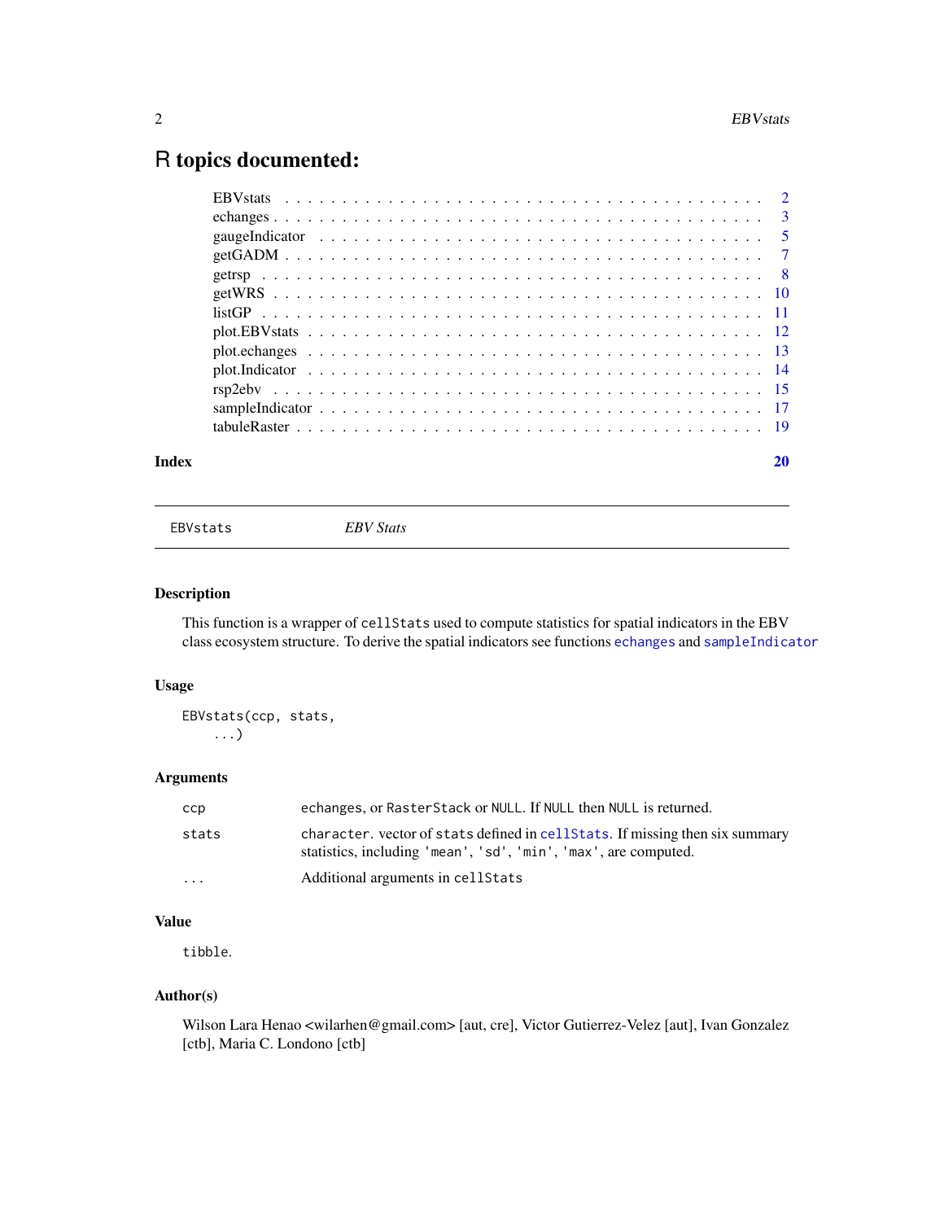# R topics documented:

| | |
|---|---|
| EBVstats | 2 |
| echanges | 3 |
| gaugeIndicator | 5 |
| getGADM | 7 |
| getrsp | 8 |
| getWRS | 10 |
| listGP | 11 |
| plot.EBVstats | 12 |
| plot.echanges | 13 |
| plot.Indicator | 14 |
| rsp2ebv | 15 |
| sampleIndicator | 17 |
| tabuleRaster | 19 |

**Index** **20**

---

`EBVstats` *EBV Stats*

---

## Description

This function is a wrapper of `cellStats` used to compute statistics for spatial indicators in the EBV class ecosystem structure. To derive the spatial indicators see functions `echanges` and `sampleIndicator`

## Usage

```
EBVstats(ccp, stats,
    ...)
```

## Arguments

| | |
|---|---|
| `ccp` | `echanges`, or `RasterStack` or `NULL`. If `NULL` then `NULL` is returned. |
| `stats` | `character`. vector of `stats` defined in `cellStats`. If missing then six summary statistics, including `'mean'`, `'sd'`, `'min'`, `'max'`, are computed. |
| `...` | Additional arguments in `cellStats` |

## Value

`tibble`.

## Author(s)

Wilson Lara Henao <wilarhen@gmail.com> [aut, cre], Victor Gutierrez-Velez [aut], Ivan Gonzalez [ctb], Maria C. Londono [ctb]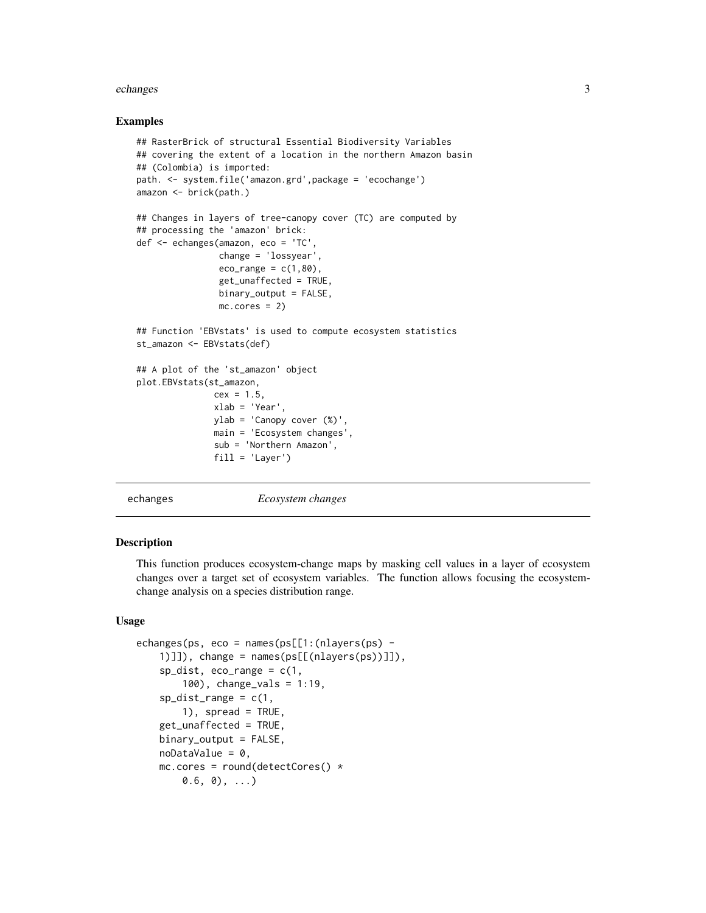## Examples

```
## RasterBrick of structural Essential Biodiversity Variables
## covering the extent of a location in the northern Amazon basin
## (Colombia) is imported:
path. <- system.file('amazon.grd',package = 'ecochange')
amazon <- brick(path.)

## Changes in layers of tree-canopy cover (TC) are computed by
## processing the 'amazon' brick:
def <- echanges(amazon, eco = 'TC',
                change = 'lossyear',
                eco_range = c(1,80),
                get_unaffected = TRUE,
                binary_output = FALSE,
                mc.cores = 2)

## Function 'EBVstats' is used to compute ecosystem statistics
st_amazon <- EBVstats(def)

## A plot of the 'st_amazon' object
plot.EBVstats(st_amazon,
              cex = 1.5,
              xlab = 'Year',
              ylab = 'Canopy cover (%)',
              main = 'Ecosystem changes',
              sub = 'Northern Amazon',
              fill = 'Layer')
```

---

echanges *Ecosystem changes*

---

## Description

This function produces ecosystem-change maps by masking cell values in a layer of ecosystem changes over a target set of ecosystem variables. The function allows focusing the ecosystem-change analysis on a species distribution range.

## Usage

```
echanges(ps, eco = names(ps[[1:(nlayers(ps) -
    1)]]), change = names(ps[[(nlayers(ps))]]),
    sp_dist, eco_range = c(1,
        100), change_vals = 1:19,
    sp_dist_range = c(1,
        1), spread = TRUE,
    get_unaffected = TRUE,
    binary_output = FALSE,
    noDataValue = 0,
    mc.cores = round(detectCores() *
        0.6, 0), ...)
```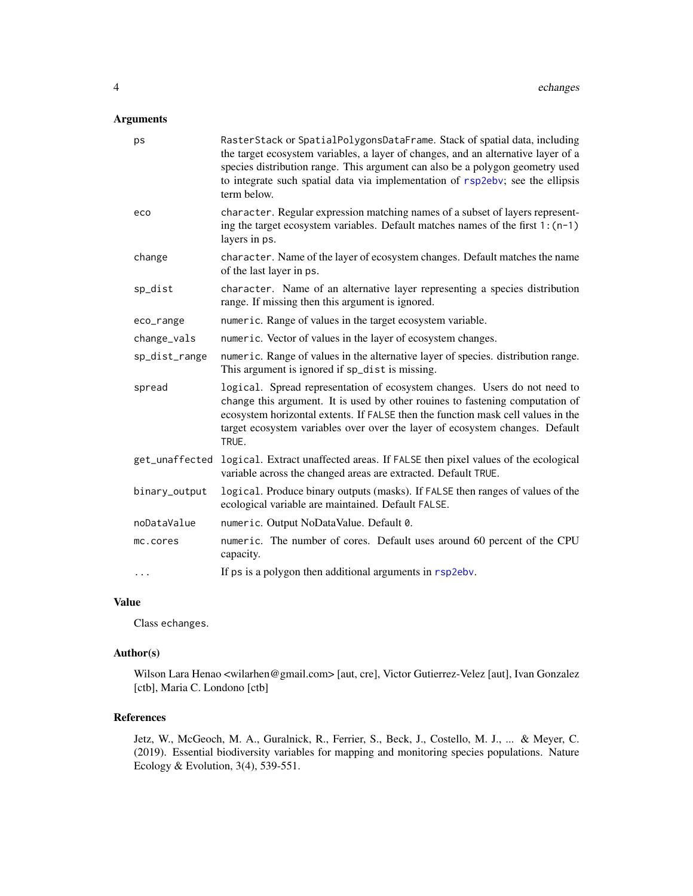### Arguments

| | |
|---|---|
| ps | `RasterStack` or `SpatialPolygonsDataFrame`. Stack of spatial data, including the target ecosystem variables, a layer of changes, and an alternative layer of a species distribution range. This argument can also be a polygon geometry used to integrate such spatial data via implementation of `rsp2ebv`; see the ellipsis term below. |
| eco | `character`. Regular expression matching names of a subset of layers representing the target ecosystem variables. Default matches names of the first `1:(n-1)` layers in `ps`. |
| change | `character`. Name of the layer of ecosystem changes. Default matches the name of the last layer in `ps`. |
| sp_dist | `character`. Name of an alternative layer representing a species distribution range. If missing then this argument is ignored. |
| eco_range | `numeric`. Range of values in the target ecosystem variable. |
| change_vals | `numeric`. Vector of values in the layer of ecosystem changes. |
| sp_dist_range | `numeric`. Range of values in the alternative layer of species. distribution range. This argument is ignored if `sp_dist` is missing. |
| spread | `logical`. Spread representation of ecosystem changes. Users do not need to change this argument. It is used by other rouines to fastening computation of ecosystem horizontal extents. If `FALSE` then the function mask cell values in the target ecosystem variables over over the layer of ecosystem changes. Default `TRUE`. |
| get_unaffected | `logical`. Extract unaffected areas. If `FALSE` then pixel values of the ecological variable across the changed areas are extracted. Default `TRUE`. |
| binary_output | `logical`. Produce binary outputs (masks). If `FALSE` then ranges of values of the ecological variable are maintained. Default `FALSE`. |
| noDataValue | `numeric`. Output NoDataValue. Default `0`. |
| mc.cores | `numeric`. The number of cores. Default uses around 60 percent of the CPU capacity. |
| ... | If `ps` is a polygon then additional arguments in `rsp2ebv`. |

### Value

Class `echanges`.

### Author(s)

Wilson Lara Henao <wilarhen@gmail.com> [aut, cre], Victor Gutierrez-Velez [aut], Ivan Gonzalez [ctb], Maria C. Londono [ctb]

### References

Jetz, W., McGeoch, M. A., Guralnick, R., Ferrier, S., Beck, J., Costello, M. J., ... & Meyer, C. (2019). Essential biodiversity variables for mapping and monitoring species populations. Nature Ecology & Evolution, 3(4), 539-551.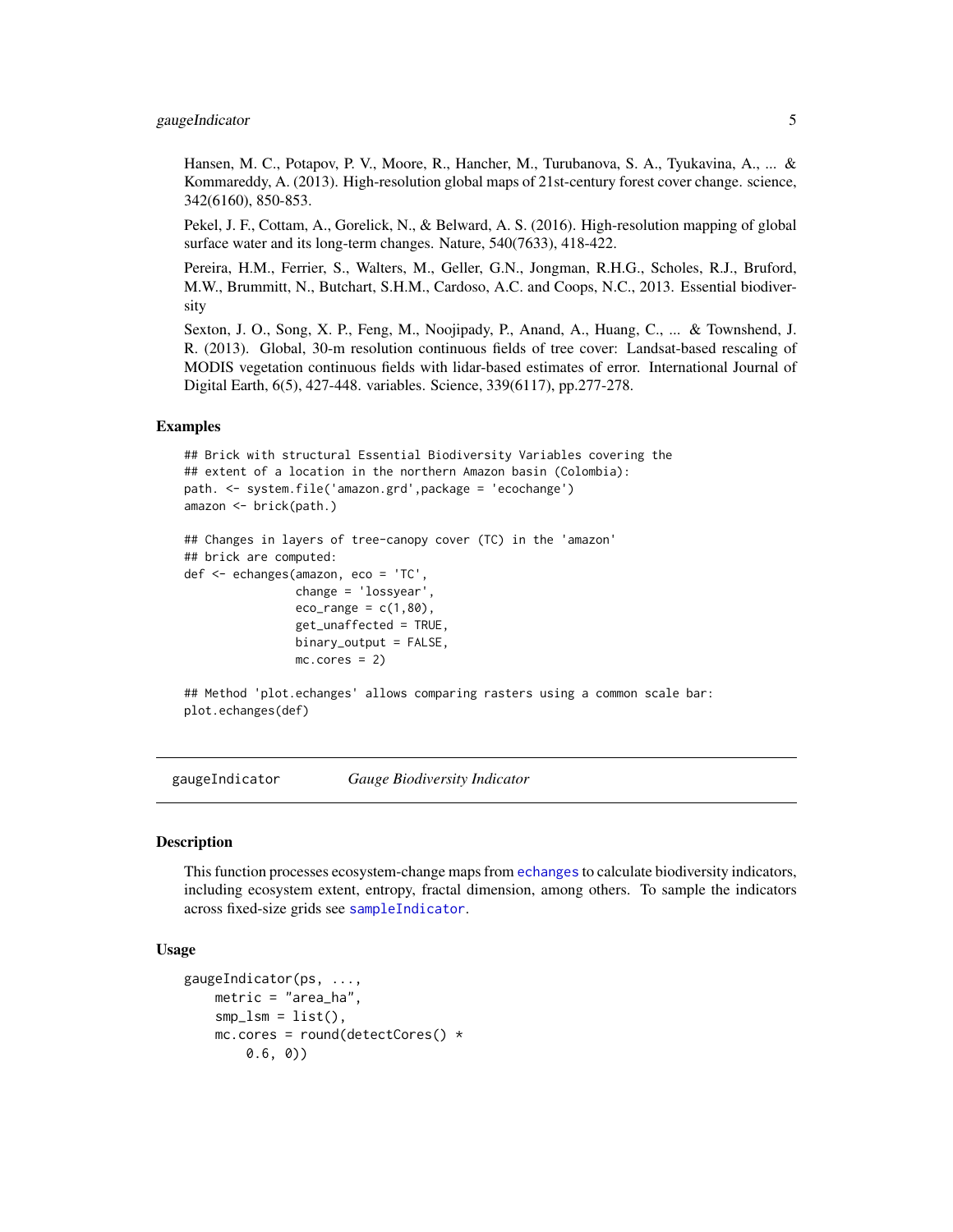Hansen, M. C., Potapov, P. V., Moore, R., Hancher, M., Turubanova, S. A., Tyukavina, A., ... & Kommareddy, A. (2013). High-resolution global maps of 21st-century forest cover change. science, 342(6160), 850-853.

Pekel, J. F., Cottam, A., Gorelick, N., & Belward, A. S. (2016). High-resolution mapping of global surface water and its long-term changes. Nature, 540(7633), 418-422.

Pereira, H.M., Ferrier, S., Walters, M., Geller, G.N., Jongman, R.H.G., Scholes, R.J., Bruford, M.W., Brummitt, N., Butchart, S.H.M., Cardoso, A.C. and Coops, N.C., 2013. Essential biodiversity

Sexton, J. O., Song, X. P., Feng, M., Noojipady, P., Anand, A., Huang, C., ... & Townshend, J. R. (2013). Global, 30-m resolution continuous fields of tree cover: Landsat-based rescaling of MODIS vegetation continuous fields with lidar-based estimates of error. International Journal of Digital Earth, 6(5), 427-448. variables. Science, 339(6117), pp.277-278.

### Examples

```
## Brick with structural Essential Biodiversity Variables covering the
## extent of a location in the northern Amazon basin (Colombia):
path. <- system.file('amazon.grd',package = 'ecochange')
amazon <- brick(path.)

## Changes in layers of tree-canopy cover (TC) in the 'amazon'
## brick are computed:
def <- echanges(amazon, eco = 'TC',
              change = 'lossyear',
              eco_range = c(1,80),
              get_unaffected = TRUE,
              binary_output = FALSE,
              mc.cores = 2)

## Method 'plot.echanges' allows comparing rasters using a common scale bar:
plot.echanges(def)
```

## gaugeIndicator *Gauge Biodiversity Indicator*

### Description

This function processes ecosystem-change maps from echanges to calculate biodiversity indicators, including ecosystem extent, entropy, fractal dimension, among others. To sample the indicators across fixed-size grids see sampleIndicator.

### Usage

```
gaugeIndicator(ps, ...,
    metric = "area_ha",
    smp_lsm = list(),
    mc.cores = round(detectCores() *
        0.6, 0))
```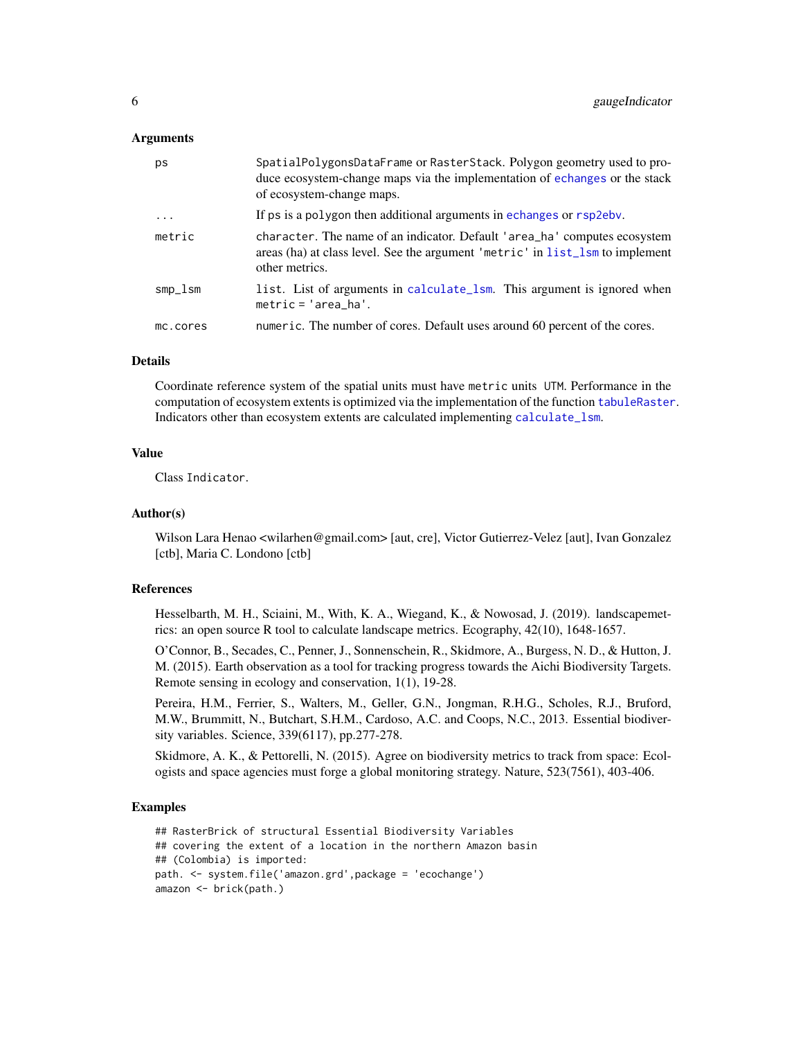### Arguments

| | |
|---|---|
| `ps` | `SpatialPolygonsDataFrame` or `RasterStack`. Polygon geometry used to produce ecosystem-change maps via the implementation of `echanges` or the stack of ecosystem-change maps. |
| `...` | If `ps` is a `polygon` then additional arguments in `echanges` or `rsp2ebv`. |
| `metric` | `character`. The name of an indicator. Default `'area_ha'` computes ecosystem areas (ha) at class level. See the argument `'metric'` in `list_lsm` to implement other metrics. |
| `smp_lsm` | `list`. List of arguments in `calculate_lsm`. This argument is ignored when `metric = 'area_ha'`. |
| `mc.cores` | `numeric`. The number of cores. Default uses around 60 percent of the cores. |

### Details

Coordinate reference system of the spatial units must have `metric` units `UTM`. Performance in the computation of ecosystem extents is optimized via the implementation of the function `tabuleRaster`. Indicators other than ecosystem extents are calculated implementing `calculate_lsm`.

### Value

Class `Indicator`.

### Author(s)

Wilson Lara Henao <wilarhen@gmail.com> [aut, cre], Victor Gutierrez-Velez [aut], Ivan Gonzalez [ctb], Maria C. Londono [ctb]

### References

Hesselbarth, M. H., Sciaini, M., With, K. A., Wiegand, K., & Nowosad, J. (2019). landscapemetrics: an open source R tool to calculate landscape metrics. Ecography, 42(10), 1648-1657.

O'Connor, B., Secades, C., Penner, J., Sonnenschein, R., Skidmore, A., Burgess, N. D., & Hutton, J. M. (2015). Earth observation as a tool for tracking progress towards the Aichi Biodiversity Targets. Remote sensing in ecology and conservation, 1(1), 19-28.

Pereira, H.M., Ferrier, S., Walters, M., Geller, G.N., Jongman, R.H.G., Scholes, R.J., Bruford, M.W., Brummitt, N., Butchart, S.H.M., Cardoso, A.C. and Coops, N.C., 2013. Essential biodiversity variables. Science, 339(6117), pp.277-278.

Skidmore, A. K., & Pettorelli, N. (2015). Agree on biodiversity metrics to track from space: Ecologists and space agencies must forge a global monitoring strategy. Nature, 523(7561), 403-406.

### Examples

```
## RasterBrick of structural Essential Biodiversity Variables
## covering the extent of a location in the northern Amazon basin
## (Colombia) is imported:
path. <- system.file('amazon.grd',package = 'ecochange')
amazon <- brick(path.)
```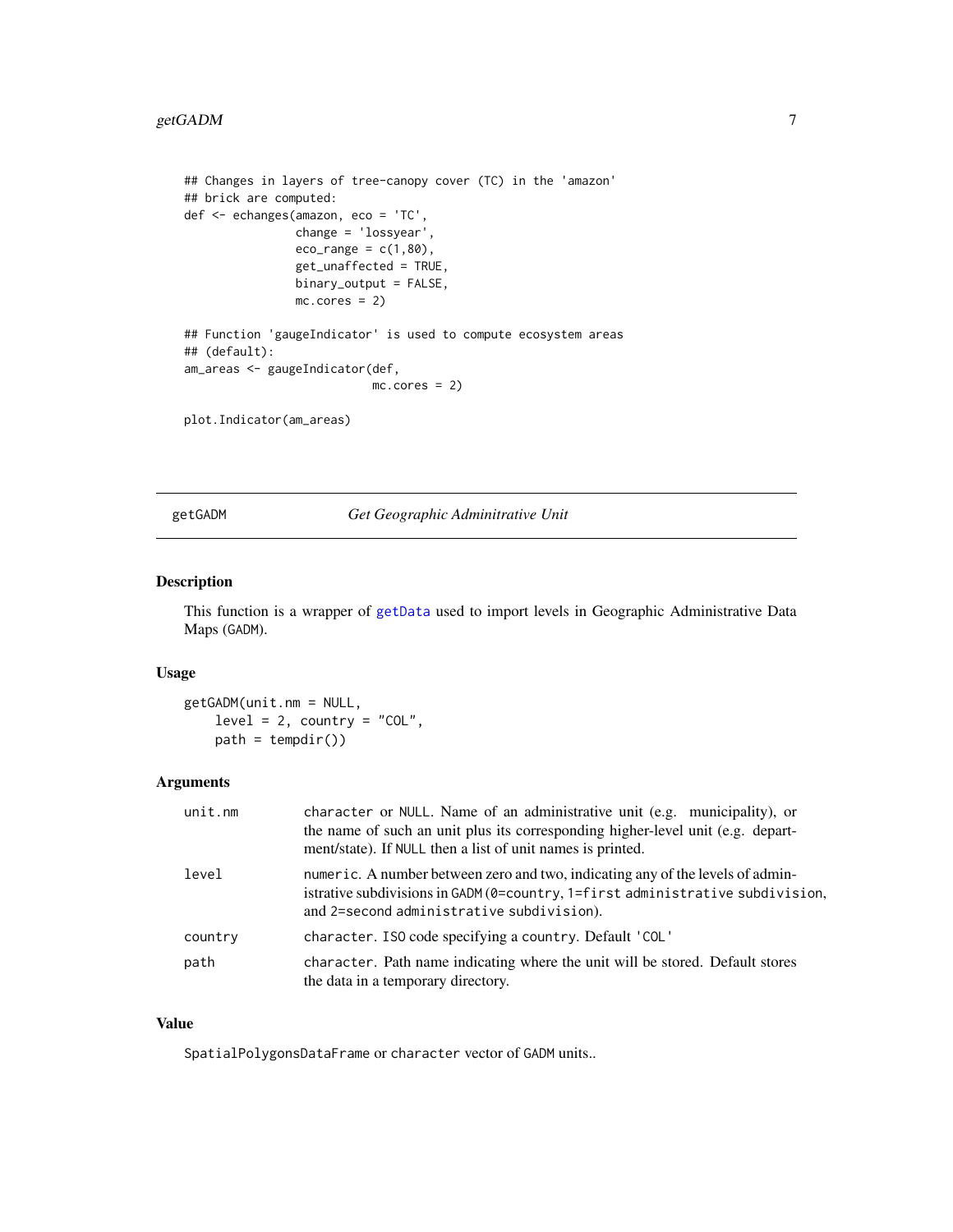```
## Changes in layers of tree-canopy cover (TC) in the 'amazon'
## brick are computed:
def <- echanges(amazon, eco = 'TC',
                change = 'lossyear',
                eco_range = c(1,80),
                get_unaffected = TRUE,
                binary_output = FALSE,
                mc.cores = 2)

## Function 'gaugeIndicator' is used to compute ecosystem areas
## (default):
am_areas <- gaugeIndicator(def,
                           mc.cores = 2)

plot.Indicator(am_areas)
```

---

## getGADM *Get Geographic Adminitrative Unit*

---

### Description

This function is a wrapper of `getData` used to import levels in Geographic Administrative Data Maps (`GADM`).

### Usage

```
getGADM(unit.nm = NULL,
    level = 2, country = "COL",
    path = tempdir())
```

### Arguments

| | |
|---|---|
| `unit.nm` | `character` or `NULL`. Name of an administrative unit (e.g. municipality), or the name of such an unit plus its corresponding higher-level unit (e.g. department/state). If `NULL` then a list of unit names is printed. |
| `level` | `numeric`. A number between zero and two, indicating any of the levels of administrative subdivisions in `GADM` (`0=country`, `1=first administrative subdivision`, and `2=second administrative subdivision`). |
| `country` | `character`. `ISO` code specifying a `country`. Default `'COL'` |
| `path` | `character`. Path name indicating where the unit will be stored. Default stores the data in a temporary directory. |

### Value

`SpatialPolygonsDataFrame` or `character` vector of `GADM` units..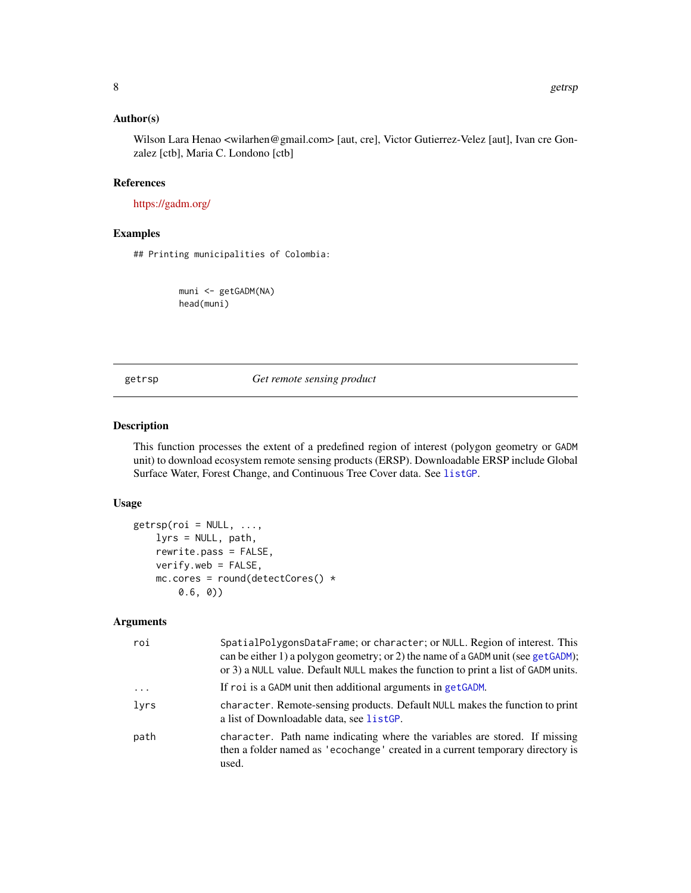## Author(s)

Wilson Lara Henao <wilarhen@gmail.com> [aut, cre], Victor Gutierrez-Velez [aut], Ivan cre Gonzalez [ctb], Maria C. Londono [ctb]

## References

https://gadm.org/

## Examples

```
## Printing municipalities of Colombia:


        muni <- getGADM(NA)
        head(muni)
```

---

# getrsp — *Get remote sensing product*

## Description

This function processes the extent of a predefined region of interest (polygon geometry or GADM unit) to download ecosystem remote sensing products (ERSP). Downloadable ERSP include Global Surface Water, Forest Change, and Continuous Tree Cover data. See `listGP`.

## Usage

```
getrsp(roi = NULL, ...,
    lyrs = NULL, path,
    rewrite.pass = FALSE,
    verify.web = FALSE,
    mc.cores = round(detectCores() *
        0.6, 0))
```

## Arguments

| | |
|---|---|
| `roi` | `SpatialPolygonsDataFrame`; or `character`; or `NULL`. Region of interest. This can be either 1) a polygon geometry; or 2) the name of a GADM unit (see `getGADM`); or 3) a `NULL` value. Default `NULL` makes the function to print a list of GADM units. |
| `...` | If `roi` is a GADM unit then additional arguments in `getGADM`. |
| `lyrs` | `character`. Remote-sensing products. Default `NULL` makes the function to print a list of Downloadable data, see `listGP`. |
| `path` | `character`. Path name indicating where the variables are stored. If missing then a folder named as `'ecochange'` created in a current temporary directory is used. |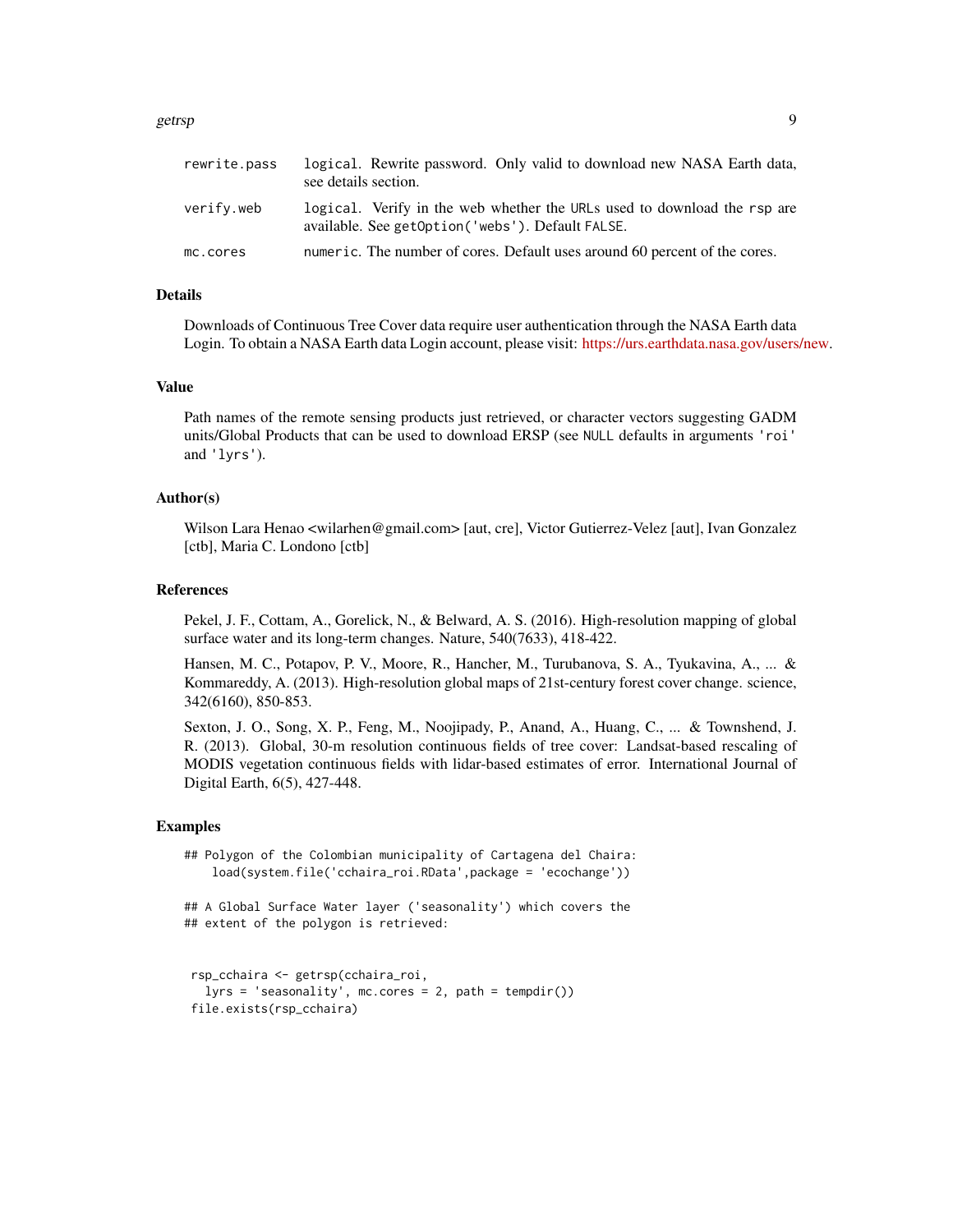| | |
|---|---|
| rewrite.pass | logical. Rewrite password. Only valid to download new NASA Earth data, see details section. |
| verify.web | logical. Verify in the web whether the URLs used to download the rsp are available. See getOption('webs'). Default FALSE. |
| mc.cores | numeric. The number of cores. Default uses around 60 percent of the cores. |

### Details

Downloads of Continuous Tree Cover data require user authentication through the NASA Earth data Login. To obtain a NASA Earth data Login account, please visit: https://urs.earthdata.nasa.gov/users/new.

### Value

Path names of the remote sensing products just retrieved, or character vectors suggesting GADM units/Global Products that can be used to download ERSP (see NULL defaults in arguments 'roi' and 'lyrs').

### Author(s)

Wilson Lara Henao <wilarhen@gmail.com> [aut, cre], Victor Gutierrez-Velez [aut], Ivan Gonzalez [ctb], Maria C. Londono [ctb]

### References

Pekel, J. F., Cottam, A., Gorelick, N., & Belward, A. S. (2016). High-resolution mapping of global surface water and its long-term changes. Nature, 540(7633), 418-422.

Hansen, M. C., Potapov, P. V., Moore, R., Hancher, M., Turubanova, S. A., Tyukavina, A., ... & Kommareddy, A. (2013). High-resolution global maps of 21st-century forest cover change. science, 342(6160), 850-853.

Sexton, J. O., Song, X. P., Feng, M., Noojipady, P., Anand, A., Huang, C., ... & Townshend, J. R. (2013). Global, 30-m resolution continuous fields of tree cover: Landsat-based rescaling of MODIS vegetation continuous fields with lidar-based estimates of error. International Journal of Digital Earth, 6(5), 427-448.

### Examples

```
## Polygon of the Colombian municipality of Cartagena del Chaira:
    load(system.file('cchaira_roi.RData',package = 'ecochange'))

## A Global Surface Water layer ('seasonality') which covers the
## extent of the polygon is retrieved:


 rsp_cchaira <- getrsp(cchaira_roi,
   lyrs = 'seasonality', mc.cores = 2, path = tempdir())
 file.exists(rsp_cchaira)
```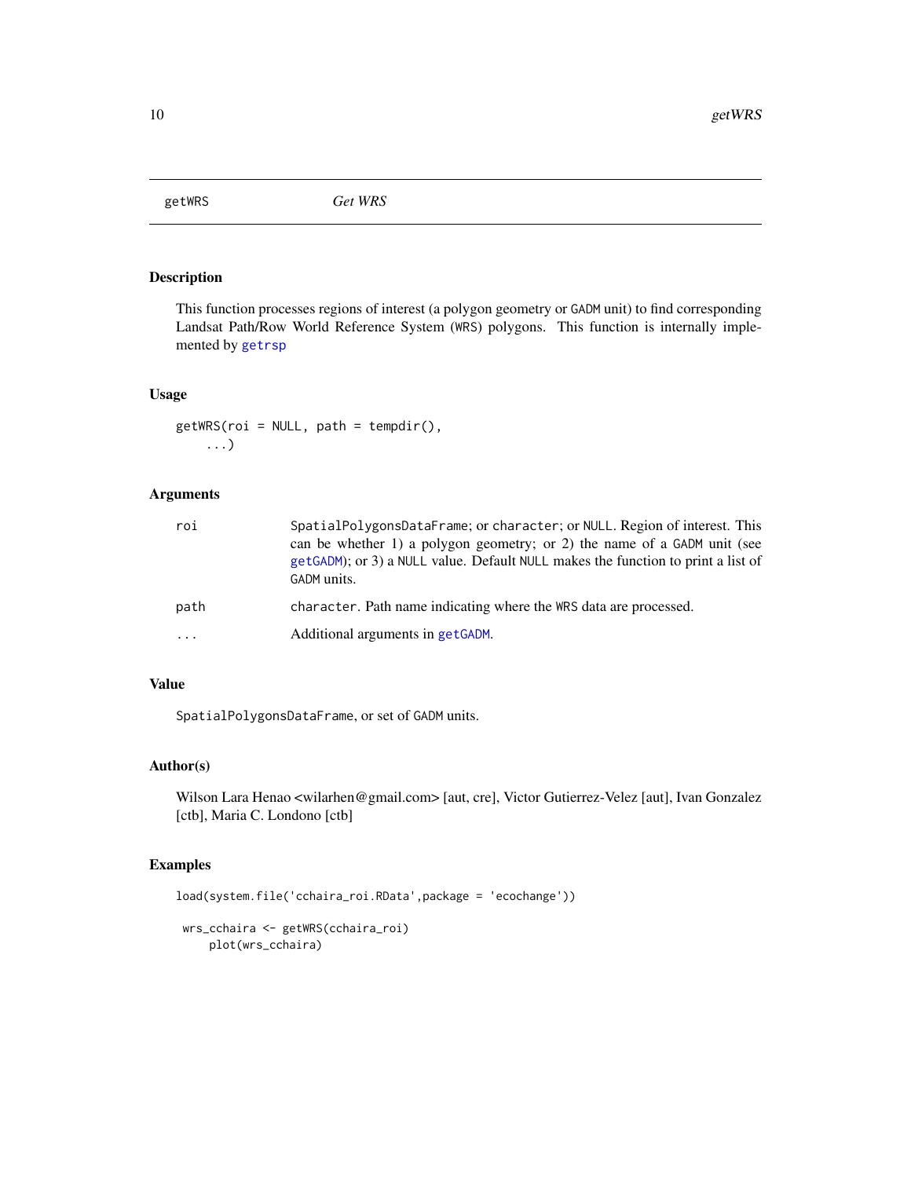## getWRS *Get WRS*

### Description

This function processes regions of interest (a polygon geometry or `GADM` unit) to find corresponding Landsat Path/Row World Reference System (`WRS`) polygons. This function is internally implemented by `getrsp`

### Usage

```
getWRS(roi = NULL, path = tempdir(),
    ...)
```

### Arguments

| | |
|---|---|
| roi | `SpatialPolygonsDataFrame`; or `character`; or `NULL`. Region of interest. This can be whether 1) a polygon geometry; or 2) the name of a `GADM` unit (see `getGADM`); or 3) a `NULL` value. Default `NULL` makes the function to print a list of `GADM` units. |
| path | `character`. Path name indicating where the `WRS` data are processed. |
| ... | Additional arguments in `getGADM`. |

### Value

`SpatialPolygonsDataFrame`, or set of `GADM` units.

### Author(s)

Wilson Lara Henao <wilarhen@gmail.com> [aut, cre], Victor Gutierrez-Velez [aut], Ivan Gonzalez [ctb], Maria C. Londono [ctb]

### Examples

```
load(system.file('cchaira_roi.RData',package = 'ecochange'))

 wrs_cchaira <- getWRS(cchaira_roi)
     plot(wrs_cchaira)
```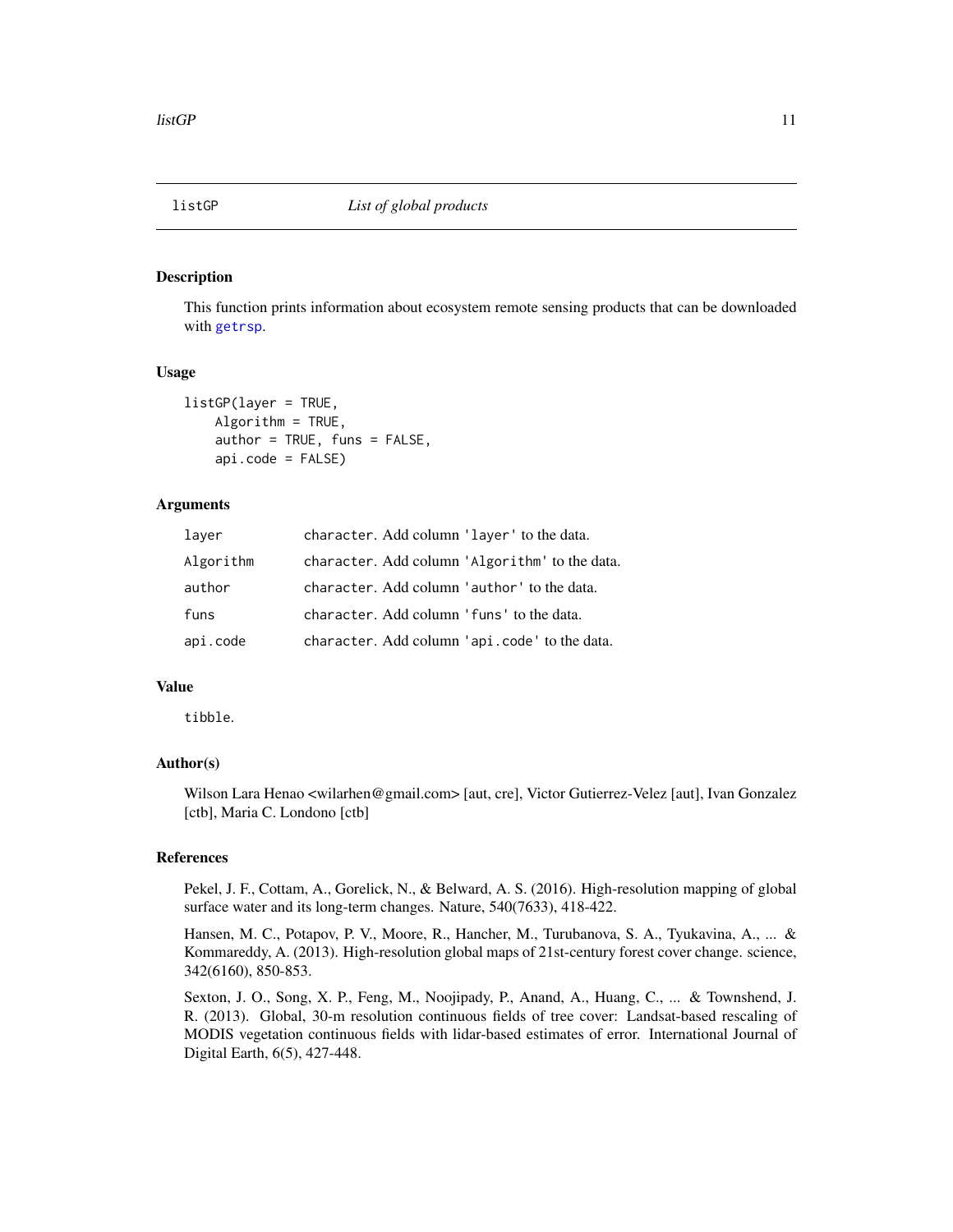## listGP — *List of global products*

### Description

This function prints information about ecosystem remote sensing products that can be downloaded with `getrsp`.

### Usage

```
listGP(layer = TRUE,
    Algorithm = TRUE,
    author = TRUE, funs = FALSE,
    api.code = FALSE)
```

### Arguments

| | |
|---|---|
| `layer` | `character`. Add column `'layer'` to the data. |
| `Algorithm` | `character`. Add column `'Algorithm'` to the data. |
| `author` | `character`. Add column `'author'` to the data. |
| `funs` | `character`. Add column `'funs'` to the data. |
| `api.code` | `character`. Add column `'api.code'` to the data. |

### Value

`tibble`.

### Author(s)

Wilson Lara Henao <wilarhen@gmail.com> [aut, cre], Victor Gutierrez-Velez [aut], Ivan Gonzalez [ctb], Maria C. Londono [ctb]

### References

Pekel, J. F., Cottam, A., Gorelick, N., & Belward, A. S. (2016). High-resolution mapping of global surface water and its long-term changes. Nature, 540(7633), 418-422.

Hansen, M. C., Potapov, P. V., Moore, R., Hancher, M., Turubanova, S. A., Tyukavina, A., ... & Kommareddy, A. (2013). High-resolution global maps of 21st-century forest cover change. science, 342(6160), 850-853.

Sexton, J. O., Song, X. P., Feng, M., Noojipady, P., Anand, A., Huang, C., ... & Townshend, J. R. (2013). Global, 30-m resolution continuous fields of tree cover: Landsat-based rescaling of MODIS vegetation continuous fields with lidar-based estimates of error. International Journal of Digital Earth, 6(5), 427-448.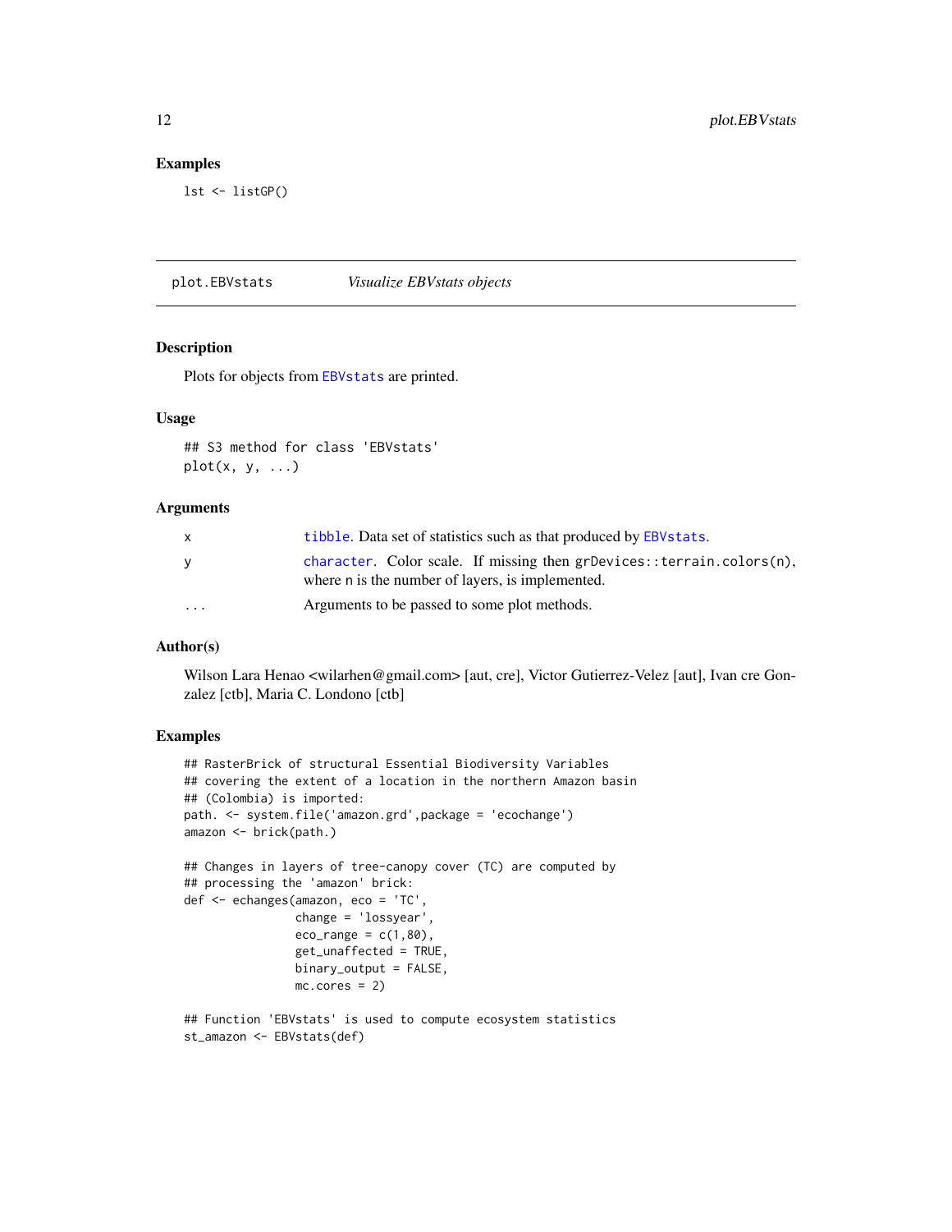### Examples

```
lst <- listGP()
```

---

## plot.EBVstats — *Visualize EBVstats objects*

### Description

Plots for objects from EBVstats are printed.

### Usage

```
## S3 method for class 'EBVstats'
plot(x, y, ...)
```

### Arguments

| | |
|---|---|
| x | tibble. Data set of statistics such as that produced by EBVstats. |
| y | character. Color scale. If missing then `grDevices::terrain.colors(n)`, where n is the number of layers, is implemented. |
| ... | Arguments to be passed to some plot methods. |

### Author(s)

Wilson Lara Henao <wilarhen@gmail.com> [aut, cre], Victor Gutierrez-Velez [aut], Ivan cre Gonzalez [ctb], Maria C. Londono [ctb]

### Examples

```
## RasterBrick of structural Essential Biodiversity Variables
## covering the extent of a location in the northern Amazon basin
## (Colombia) is imported:
path. <- system.file('amazon.grd',package = 'ecochange')
amazon <- brick(path.)

## Changes in layers of tree-canopy cover (TC) are computed by
## processing the 'amazon' brick:
def <- echanges(amazon, eco = 'TC',
                change = 'lossyear',
                eco_range = c(1,80),
                get_unaffected = TRUE,
                binary_output = FALSE,
                mc.cores = 2)

## Function 'EBVstats' is used to compute ecosystem statistics
st_amazon <- EBVstats(def)
```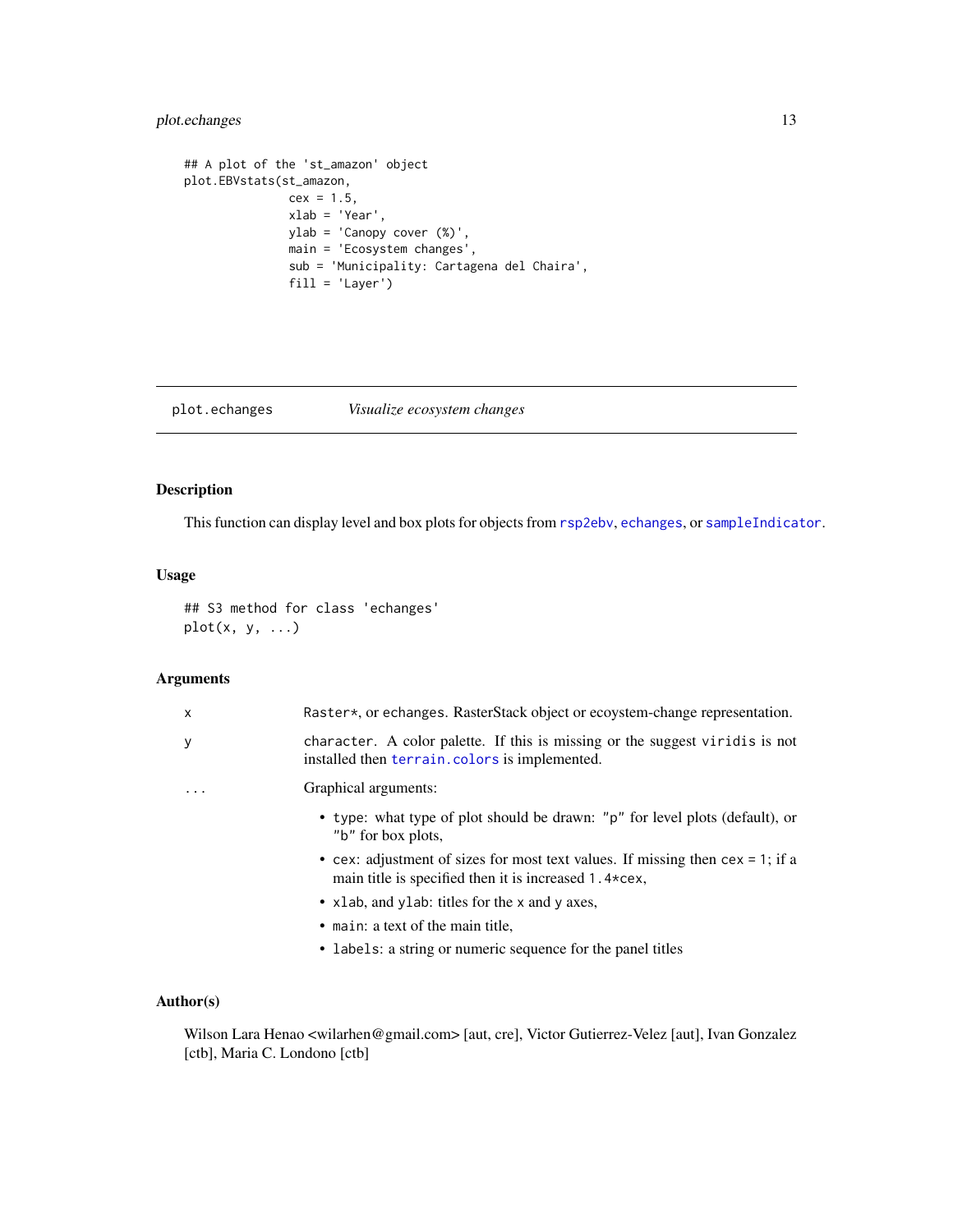```
## A plot of the 'st_amazon' object
plot.EBVstats(st_amazon,
              cex = 1.5,
              xlab = 'Year',
              ylab = 'Canopy cover (%)',
              main = 'Ecosystem changes',
              sub = 'Municipality: Cartagena del Chaira',
              fill = 'Layer')
```

## plot.echanges — *Visualize ecosystem changes*

### Description

This function can display level and box plots for objects from `rsp2ebv`, `echanges`, or `sampleIndicator`.

### Usage

```
## S3 method for class 'echanges'
plot(x, y, ...)
```

### Arguments

| | |
|---|---|
| x | `Raster*`, or `echanges`. RasterStack object or ecoystem-change representation. |
| y | `character`. A color palette. If this is missing or the suggest `viridis` is not installed then `terrain.colors` is implemented. |
| ... | Graphical arguments: <br>• `type`: what type of plot should be drawn: `"p"` for level plots (default), or `"b"` for box plots, <br>• `cex`: adjustment of sizes for most text values. If missing then `cex = 1`; if a main title is specified then it is increased `1.4*cex`, <br>• `xlab`, and `ylab`: titles for the `x` and `y` axes, <br>• `main`: a text of the main title, <br>• `labels`: a string or numeric sequence for the panel titles |

### Author(s)

Wilson Lara Henao <wilarhen@gmail.com> [aut, cre], Victor Gutierrez-Velez [aut], Ivan Gonzalez [ctb], Maria C. Londono [ctb]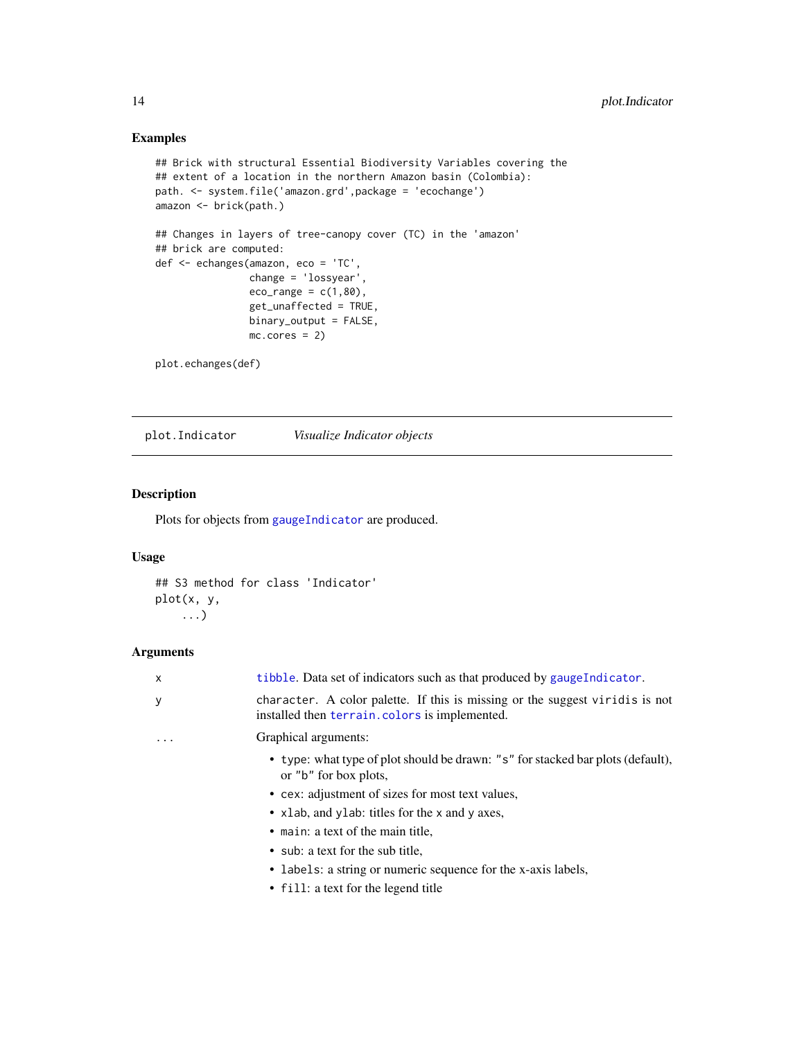### Examples

```
## Brick with structural Essential Biodiversity Variables covering the
## extent of a location in the northern Amazon basin (Colombia):
path. <- system.file('amazon.grd',package = 'ecochange')
amazon <- brick(path.)

## Changes in layers of tree-canopy cover (TC) in the 'amazon'
## brick are computed:
def <- echanges(amazon, eco = 'TC',
                change = 'lossyear',
                eco_range = c(1,80),
                get_unaffected = TRUE,
                binary_output = FALSE,
                mc.cores = 2)

plot.echanges(def)
```

---

## plot.Indicator — *Visualize Indicator objects*

### Description

Plots for objects from `gaugeIndicator` are produced.

### Usage

```
## S3 method for class 'Indicator'
plot(x, y,
    ...)
```

### Arguments

| | |
|---|---|
| `x` | `tibble`. Data set of indicators such as that produced by `gaugeIndicator`. |
| `y` | character. A color palette. If this is missing or the suggest `viridis` is not installed then `terrain.colors` is implemented. |
| `...` | Graphical arguments: <br>• `type`: what type of plot should be drawn: "s" for stacked bar plots (default), or "b" for box plots, <br>• `cex`: adjustment of sizes for most text values, <br>• `xlab`, and `ylab`: titles for the x and y axes, <br>• `main`: a text of the main title, <br>• `sub`: a text for the sub title, <br>• `labels`: a string or numeric sequence for the x-axis labels, <br>• `fill`: a text for the legend title |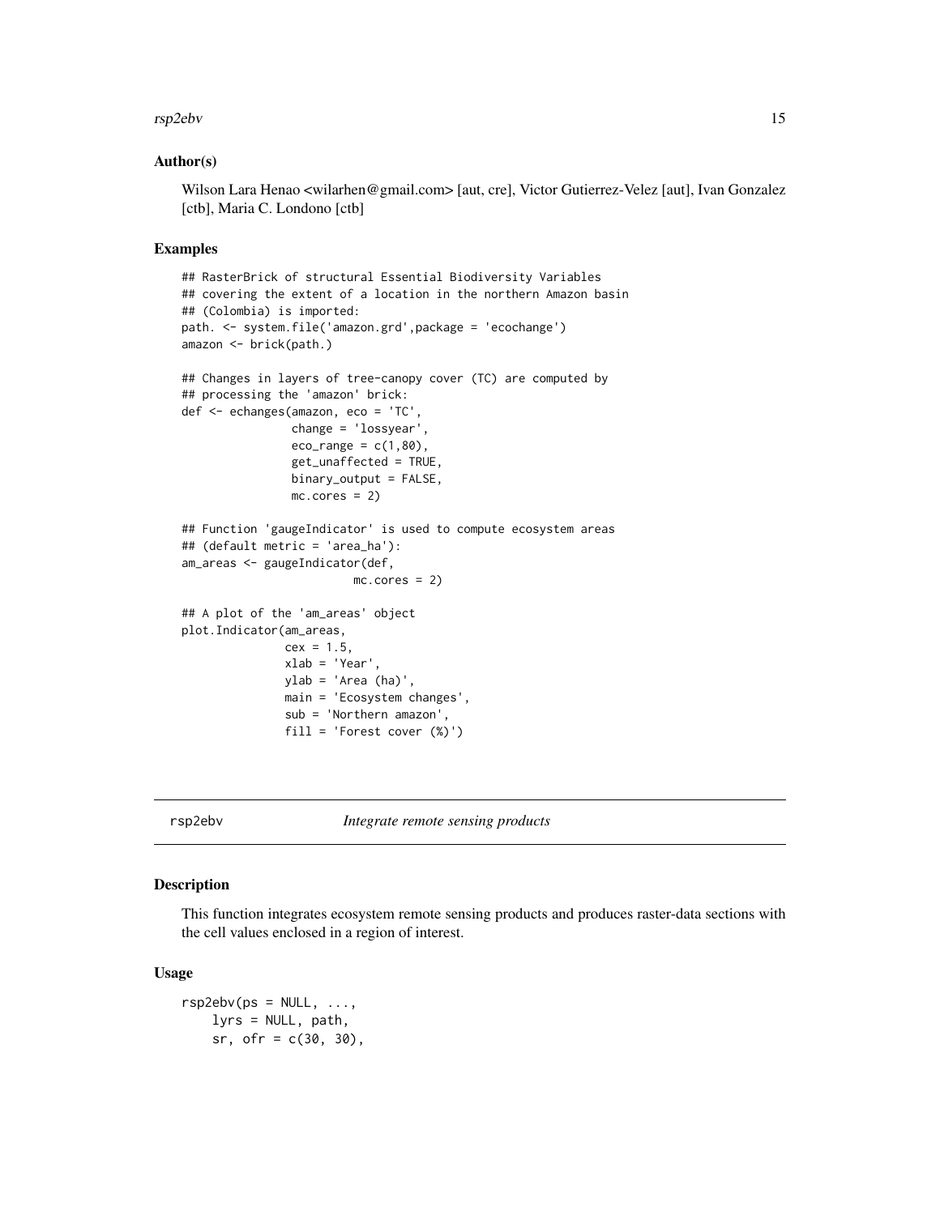### Author(s)

Wilson Lara Henao <wilarhen@gmail.com> [aut, cre], Victor Gutierrez-Velez [aut], Ivan Gonzalez [ctb], Maria C. Londono [ctb]

### Examples

```
## RasterBrick of structural Essential Biodiversity Variables
## covering the extent of a location in the northern Amazon basin
## (Colombia) is imported:
path. <- system.file('amazon.grd',package = 'ecochange')
amazon <- brick(path.)

## Changes in layers of tree-canopy cover (TC) are computed by
## processing the 'amazon' brick:
def <- echanges(amazon, eco = 'TC',
                change = 'lossyear',
                eco_range = c(1,80),
                get_unaffected = TRUE,
                binary_output = FALSE,
                mc.cores = 2)

## Function 'gaugeIndicator' is used to compute ecosystem areas
## (default metric = 'area_ha'):
am_areas <- gaugeIndicator(def,
                          mc.cores = 2)

## A plot of the 'am_areas' object
plot.Indicator(am_areas,
               cex = 1.5,
               xlab = 'Year',
               ylab = 'Area (ha)',
               main = 'Ecosystem changes',
               sub = 'Northern amazon',
               fill = 'Forest cover (%)')
```

---

## rsp2ebv — *Integrate remote sensing products*

### Description

This function integrates ecosystem remote sensing products and produces raster-data sections with the cell values enclosed in a region of interest.

### Usage

```
rsp2ebv(ps = NULL, ...,
    lyrs = NULL, path,
    sr, ofr = c(30, 30),
```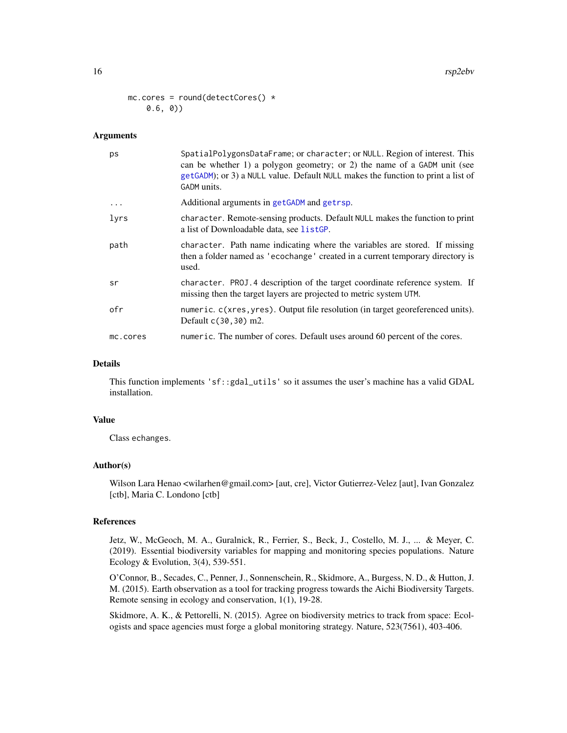```
mc.cores = round(detectCores() *
    0.6, 0))
```

### Arguments

| | |
|---|---|
| ps | SpatialPolygonsDataFrame; or character; or NULL. Region of interest. This can be whether 1) a polygon geometry; or 2) the name of a GADM unit (see getGADM); or 3) a NULL value. Default NULL makes the function to print a list of GADM units. |
| ... | Additional arguments in getGADM and getrsp. |
| lyrs | character. Remote-sensing products. Default NULL makes the function to print a list of Downloadable data, see listGP. |
| path | character. Path name indicating where the variables are stored. If missing then a folder named as 'ecochange' created in a current temporary directory is used. |
| sr | character. PROJ.4 description of the target coordinate reference system. If missing then the target layers are projected to metric system UTM. |
| ofr | numeric. c(xres,yres). Output file resolution (in target georeferenced units). Default c(30,30) m2. |
| mc.cores | numeric. The number of cores. Default uses around 60 percent of the cores. |

### Details

This function implements 'sf::gdal_utils' so it assumes the user's machine has a valid GDAL installation.

### Value

Class echanges.

### Author(s)

Wilson Lara Henao <wilarhen@gmail.com> [aut, cre], Victor Gutierrez-Velez [aut], Ivan Gonzalez [ctb], Maria C. Londono [ctb]

### References

Jetz, W., McGeoch, M. A., Guralnick, R., Ferrier, S., Beck, J., Costello, M. J., ... & Meyer, C. (2019). Essential biodiversity variables for mapping and monitoring species populations. Nature Ecology & Evolution, 3(4), 539-551.

O'Connor, B., Secades, C., Penner, J., Sonnenschein, R., Skidmore, A., Burgess, N. D., & Hutton, J. M. (2015). Earth observation as a tool for tracking progress towards the Aichi Biodiversity Targets. Remote sensing in ecology and conservation, 1(1), 19-28.

Skidmore, A. K., & Pettorelli, N. (2015). Agree on biodiversity metrics to track from space: Ecologists and space agencies must forge a global monitoring strategy. Nature, 523(7561), 403-406.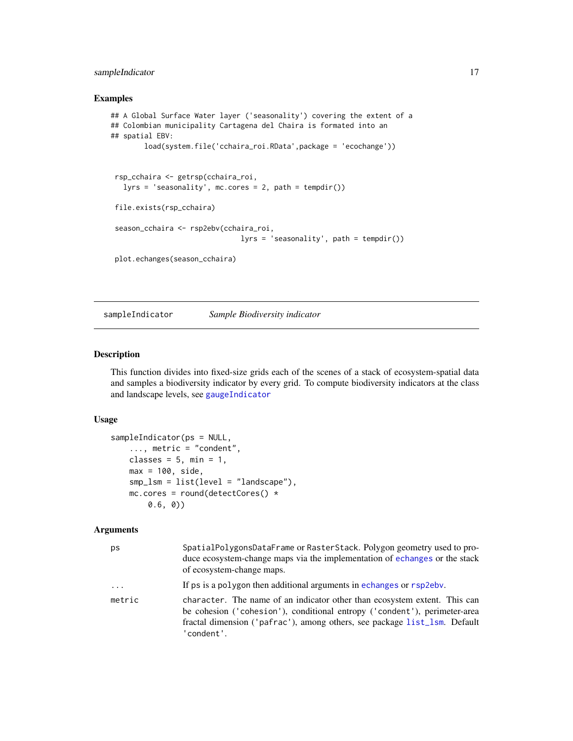## Examples

```
## A Global Surface Water layer ('seasonality') covering the extent of a
## Colombian municipality Cartagena del Chaira is formated into an
## spatial EBV:
        load(system.file('cchaira_roi.RData',package = 'ecochange'))


 rsp_cchaira <- getrsp(cchaira_roi,
   lyrs = 'seasonality', mc.cores = 2, path = tempdir())

 file.exists(rsp_cchaira)

 season_cchaira <- rsp2ebv(cchaira_roi,
                              lyrs = 'seasonality', path = tempdir())

 plot.echanges(season_cchaira)
```

---

# sampleIndicator *Sample Biodiversity indicator*

## Description

This function divides into fixed-size grids each of the scenes of a stack of ecosystem-spatial data and samples a biodiversity indicator by every grid. To compute biodiversity indicators at the class and landscape levels, see gaugeIndicator

## Usage

```
sampleIndicator(ps = NULL,
    ..., metric = "condent",
    classes = 5, min = 1,
    max = 100, side,
    smp_lsm = list(level = "landscape"),
    mc.cores = round(detectCores() *
        0.6, 0))
```

## Arguments

| | |
|---|---|
| ps | SpatialPolygonsDataFrame or RasterStack. Polygon geometry used to produce ecosystem-change maps via the implementation of echanges or the stack of ecosystem-change maps. |
| ... | If ps is a polygon then additional arguments in echanges or rsp2ebv. |
| metric | character. The name of an indicator other than ecosystem extent. This can be cohesion ('cohesion'), conditional entropy ('condent'), perimeter-area fractal dimension ('pafrac'), among others, see package list_lsm. Default 'condent'. |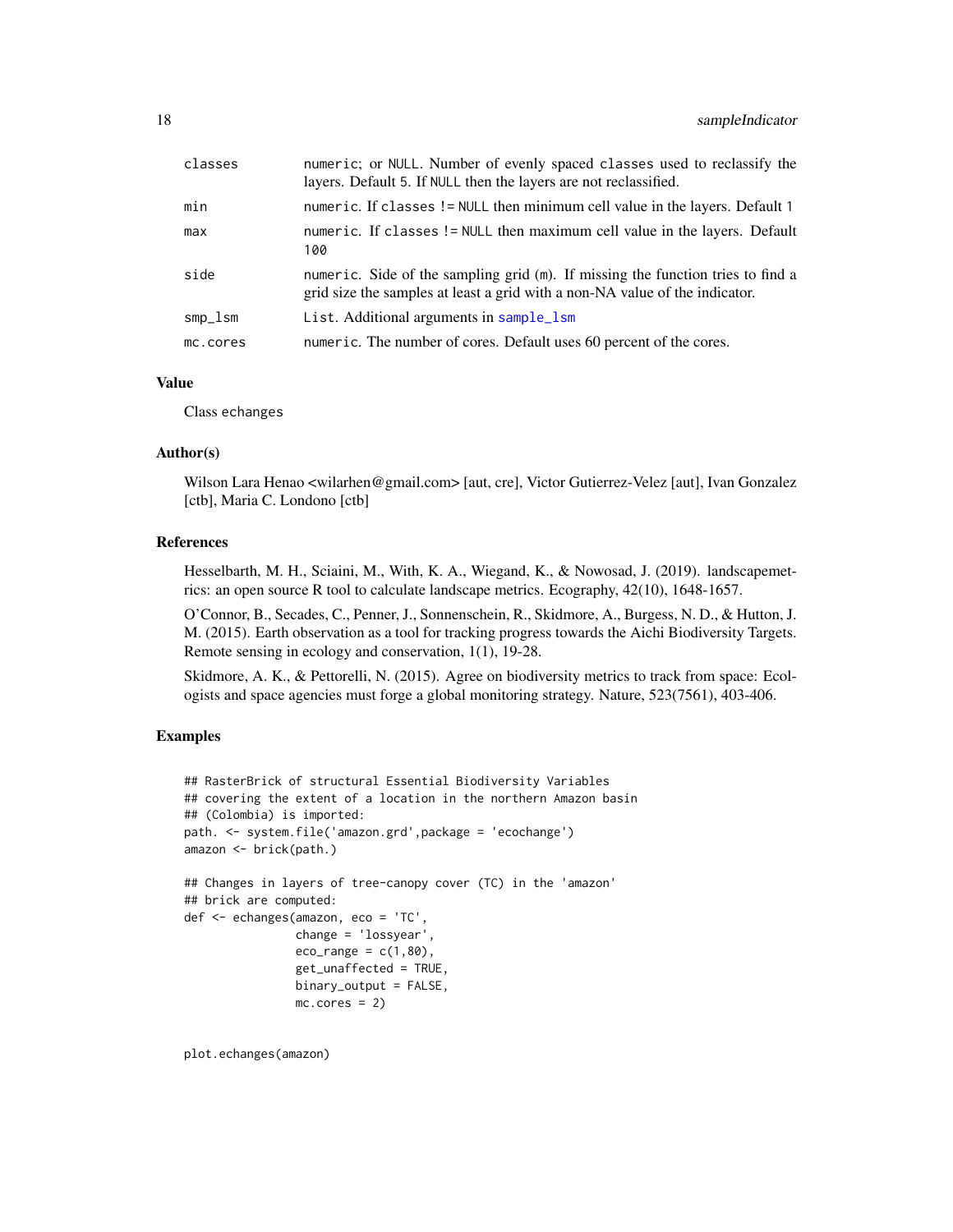| | |
|---|---|
| classes | numeric; or NULL. Number of evenly spaced classes used to reclassify the layers. Default 5. If NULL then the layers are not reclassified. |
| min | numeric. If classes != NULL then minimum cell value in the layers. Default 1 |
| max | numeric. If classes != NULL then maximum cell value in the layers. Default 100 |
| side | numeric. Side of the sampling grid (m). If missing the function tries to find a grid size the samples at least a grid with a non-NA value of the indicator. |
| smp_lsm | List. Additional arguments in sample_lsm |
| mc.cores | numeric. The number of cores. Default uses 60 percent of the cores. |

### Value

Class echanges

### Author(s)

Wilson Lara Henao <wilarhen@gmail.com> [aut, cre], Victor Gutierrez-Velez [aut], Ivan Gonzalez [ctb], Maria C. Londono [ctb]

### References

Hesselbarth, M. H., Sciaini, M., With, K. A., Wiegand, K., & Nowosad, J. (2019). landscapemetrics: an open source R tool to calculate landscape metrics. Ecography, 42(10), 1648-1657.

O'Connor, B., Secades, C., Penner, J., Sonnenschein, R., Skidmore, A., Burgess, N. D., & Hutton, J. M. (2015). Earth observation as a tool for tracking progress towards the Aichi Biodiversity Targets. Remote sensing in ecology and conservation, 1(1), 19-28.

Skidmore, A. K., & Pettorelli, N. (2015). Agree on biodiversity metrics to track from space: Ecologists and space agencies must forge a global monitoring strategy. Nature, 523(7561), 403-406.

### Examples

```
## RasterBrick of structural Essential Biodiversity Variables
## covering the extent of a location in the northern Amazon basin
## (Colombia) is imported:
path. <- system.file('amazon.grd',package = 'ecochange')
amazon <- brick(path.)

## Changes in layers of tree-canopy cover (TC) in the 'amazon'
## brick are computed:
def <- echanges(amazon, eco = 'TC',
                change = 'lossyear',
                eco_range = c(1,80),
                get_unaffected = TRUE,
                binary_output = FALSE,
                mc.cores = 2)


plot.echanges(amazon)
```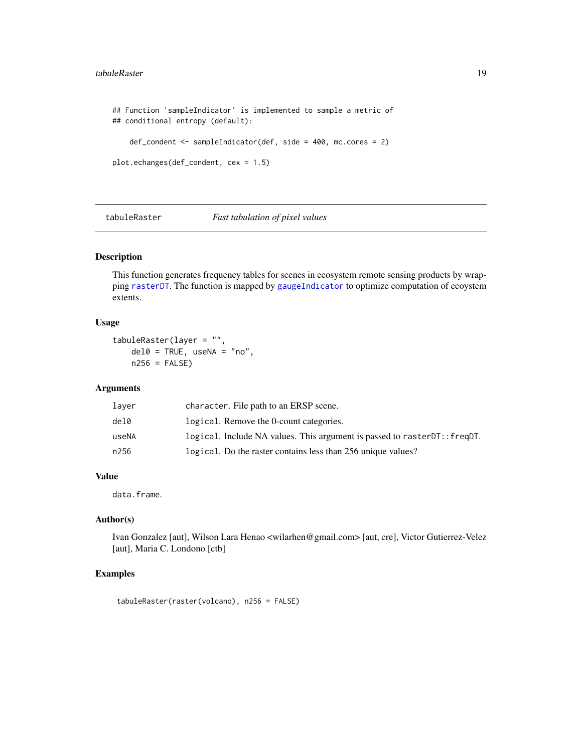```
## Function 'sampleIndicator' is implemented to sample a metric of
## conditional entropy (default):

    def_condent <- sampleIndicator(def, side = 400, mc.cores = 2)

plot.echanges(def_condent, cex = 1.5)
```

## tabuleRaster — *Fast tabulation of pixel values*

### Description

This function generates frequency tables for scenes in ecosystem remote sensing products by wrapping rasterDT. The function is mapped by gaugeIndicator to optimize computation of ecoystem extents.

### Usage

```
tabuleRaster(layer = "",
    del0 = TRUE, useNA = "no",
    n256 = FALSE)
```

### Arguments

| | |
|---|---|
| layer | `character`. File path to an ERSP scene. |
| del0 | `logical`. Remove the 0-count categories. |
| useNA | `logical`. Include NA values. This argument is passed to `rasterDT::freqDT`. |
| n256 | `logical`. Do the raster contains less than 256 unique values? |

### Value

`data.frame`.

### Author(s)

Ivan Gonzalez [aut], Wilson Lara Henao <wilarhen@gmail.com> [aut, cre], Victor Gutierrez-Velez [aut], Maria C. Londono [ctb]

### Examples

```
tabuleRaster(raster(volcano), n256 = FALSE)
```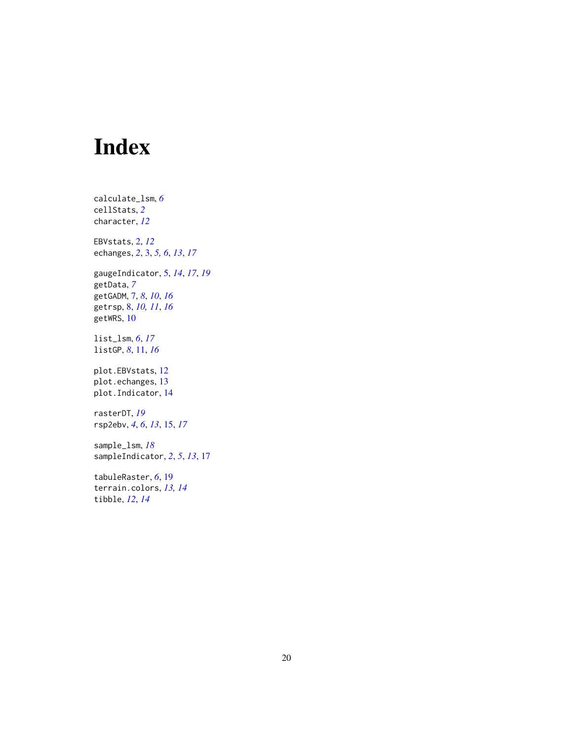# Index

calculate_lsm, *6*
cellStats, *2*
character, *12*

EBVstats, 2, *12*
echanges, *2*, 3, *5, 6*, *13*, *17*

gaugeIndicator, 5, *14*, *17*, *19*
getData, *7*
getGADM, 7, *8*, *10*, *16*
getrsp, 8, *10, 11*, *16*
getWRS, 10

list_lsm, *6*, *17*
listGP, *8*, 11, *16*

plot.EBVstats, 12
plot.echanges, 13
plot.Indicator, 14

rasterDT, *19*
rsp2ebv, *4*, *6*, *13*, 15, *17*

sample_lsm, *18*
sampleIndicator, *2*, *5*, *13*, 17

tabuleRaster, *6*, 19
terrain.colors, *13, 14*
tibble, *12*, *14*